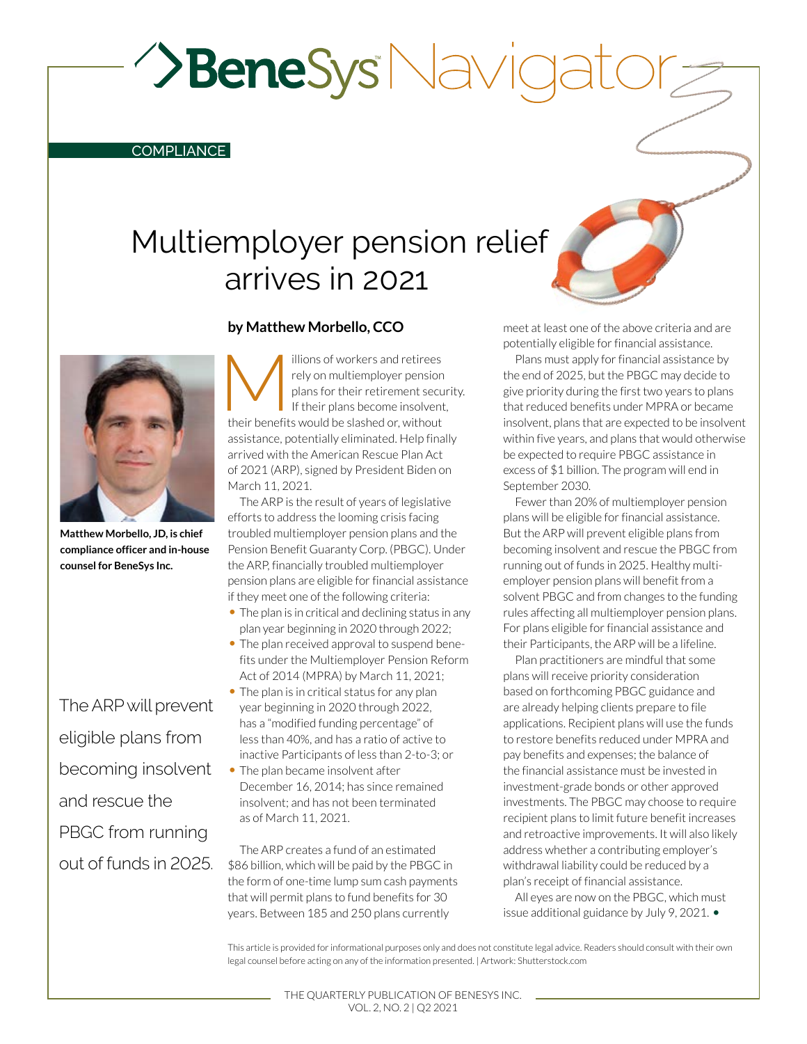# BeneSys Navigator

COMPLIANCE

# Multiemployer pension relief arrives in 2021

**Matthew Morbello, JD, is chief compliance officer and in-house counsel for BeneSys Inc.**

The ARP will prevent eligible plans from becoming insolvent and rescue the PBGC from running out of funds in 2025.

**by Matthew Morbello, CCO**

Millions of workers and retirees rely on multiemployer pension plans for their retirement security. If their plans become insolvent, their benefits would be slashed or, without assistance, potentially eliminated. Help finally arrived with the American Rescue Plan Act of 2021 (ARP), signed by President Biden on March 11, 2021.

The ARP is the result of years of legislative efforts to address the looming crisis facing troubled multiemployer pension plans and the Pension Benefit Guaranty Corp. (PBGC). Under the ARP, financially troubled multiemployer pension plans are eligible for financial assistance if they meet one of the following criteria:

- The plan is in critical and declining status in any plan year beginning in 2020 through 2022;
- The plan received approval to suspend benefits under the Multiemployer Pension Reform Act of 2014 (MPRA) by March 11, 2021;
- The plan is in critical status for any plan year beginning in 2020 through 2022, has a "modified funding percentage" of less than 40%, and has a ratio of active to inactive Participants of less than 2-to-3; or
- The plan became insolvent after December 16, 2014; has since remained insolvent; and has not been terminated as of March 11, 2021.

The ARP creates a fund of an estimated $86 billion, which will be paid by the PBGC in the form of one-time lump sum cash payments that will permit plans to fund benefits for 30 years. Between 185 and 250 plans currently meet at least one of the above criteria and are potentially eligible for financial assistance.

Plans must apply for financial assistance by the end of 2025, but the PBGC may decide to give priority during the first two years to plans that reduced benefits under MPRA or became insolvent, plans that are expected to be insolvent within five years, and plans that would otherwise be expected to require PBGC assistance in excess of $1 billion. The program will end in September 2030.

Fewer than 20% of multiemployer pension plans will be eligible for financial assistance. But the ARP will prevent eligible plans from becoming insolvent and rescue the PBGC from running out of funds in 2025. Healthy multiemployer pension plans will benefit from a solvent PBGC and from changes to the funding rules affecting all multiemployer pension plans. For plans eligible for financial assistance and their Participants, the ARP will be a lifeline.

Plan practitioners are mindful that some plans will receive priority consideration based on forthcoming PBGC guidance and are already helping clients prepare to file applications. Recipient plans will use the funds to restore benefits reduced under MPRA and pay benefits and expenses; the balance of the financial assistance must be invested in investment-grade bonds or other approved investments. The PBGC may choose to require recipient plans to limit future benefit increases and retroactive improvements. It will also likely address whether a contributing employer's withdrawal liability could be reduced by a plan's receipt of financial assistance.

All eyes are now on the PBGC, which must issue additional guidance by July 9, 2021. •

This article is provided for informational purposes only and does not constitute legal advice. Readers should consult with their own legal counsel before acting on any of the information presented. | Artwork: Shutterstock.com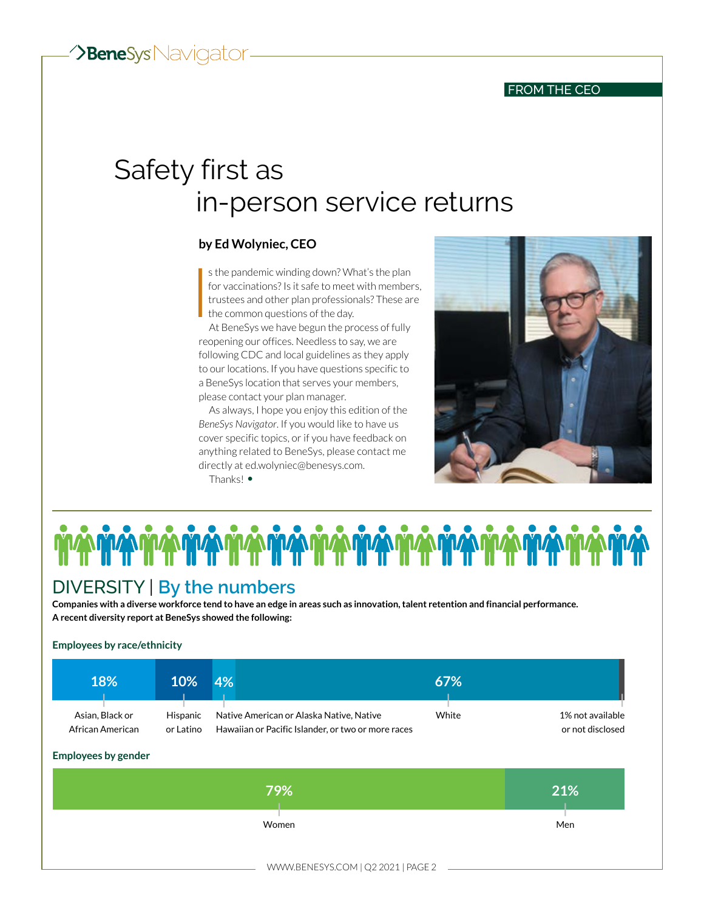FROM THE CEO

# Safety first as in-person service returns

**by Ed Wolyniec, CEO**

Is the pandemic winding down? What's the plan for vaccinations? Is it safe to meet with members, trustees and other plan professionals? These are the common questions of the day.

At BeneSys we have begun the process of fully reopening our offices. Needless to say, we are following CDC and local guidelines as they apply to our locations. If you have questions specific to a BeneSys location that serves your members, please contact your plan manager.

As always, I hope you enjoy this edition of the *BeneSys Navigator*. If you would like to have us cover specific topics, or if you have feedback on anything related to BeneSys, please contact me directly at ed.wolyniec@benesys.com.

Thanks! •

## DIVERSITY | By the numbers

**Companies with a diverse workforce tend to have an edge in areas such as innovation, talent retention and financial performance. A recent diversity report at BeneSys showed the following:**

### Employees by race/ethnicity

| Asian, Black or African American | Hispanic or Latino | Native American or Alaska Native, Native Hawaiian or Pacific Islander, or two or more races | White | Not available or not disclosed |
|---|---|---|---|---|
| 18% | 10% | 4% | 67% | 1% |

### Employees by gender

| Women | Men |
|---|---|
| 79% | 21% |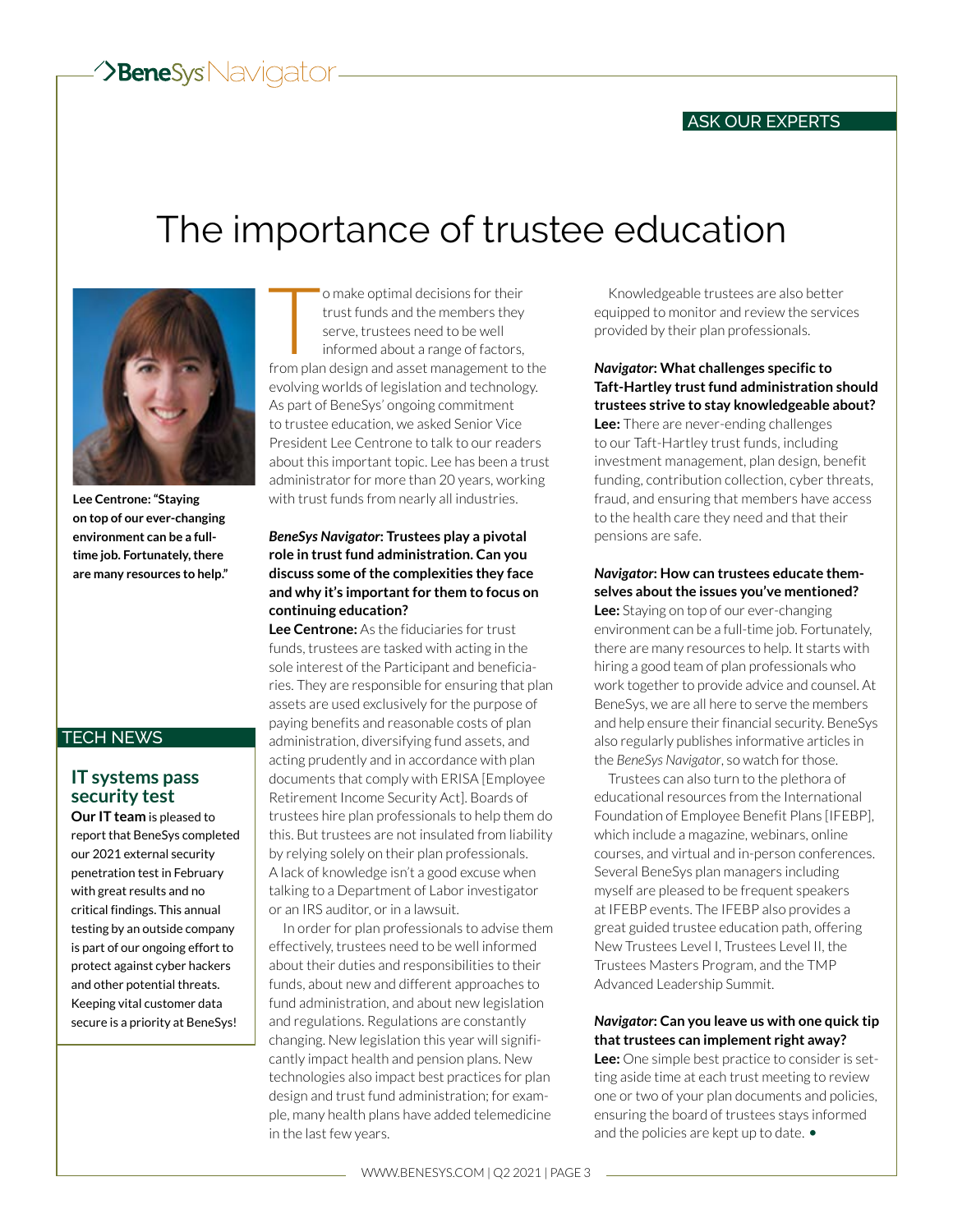ASK OUR EXPERTS

# The importance of trustee education

Lee Centrone: **"Staying on top of our ever-changing environment can be a full-time job. Fortunately, there are many resources to help."**

To make optimal decisions for their trust funds and the members they serve, trustees need to be well informed about a range of factors, from plan design and asset management to the evolving worlds of legislation and technology. As part of BeneSys' ongoing commitment to trustee education, we asked Senior Vice President Lee Centrone to talk to our readers about this important topic. Lee has been a trust administrator for more than 20 years, working with trust funds from nearly all industries.

***BeneSys Navigator*: Trustees play a pivotal role in trust fund administration. Can you discuss some of the complexities they face and why it's important for them to focus on continuing education?**

**Lee Centrone:** As the fiduciaries for trust funds, trustees are tasked with acting in the sole interest of the Participant and beneficiaries. They are responsible for ensuring that plan assets are used exclusively for the purpose of paying benefits and reasonable costs of plan administration, diversifying fund assets, and acting prudently and in accordance with plan documents that comply with ERISA [Employee Retirement Income Security Act]. Boards of trustees hire plan professionals to help them do this. But trustees are not insulated from liability by relying solely on their plan professionals. A lack of knowledge isn't a good excuse when talking to a Department of Labor investigator or an IRS auditor, or in a lawsuit.

In order for plan professionals to advise them effectively, trustees need to be well informed about their duties and responsibilities to their funds, about new and different approaches to fund administration, and about new legislation and regulations. Regulations are constantly changing. New legislation this year will significantly impact health and pension plans. New technologies also impact best practices for plan design and trust fund administration; for example, many health plans have added telemedicine in the last few years.

Knowledgeable trustees are also better equipped to monitor and review the services provided by their plan professionals.

***Navigator*: What challenges specific to Taft-Hartley trust fund administration should trustees strive to stay knowledgeable about?**

**Lee:** There are never-ending challenges to our Taft-Hartley trust funds, including investment management, plan design, benefit funding, contribution collection, cyber threats, fraud, and ensuring that members have access to the health care they need and that their pensions are safe.

***Navigator*: How can trustees educate themselves about the issues you've mentioned?**

**Lee:** Staying on top of our ever-changing environment can be a full-time job. Fortunately, there are many resources to help. It starts with hiring a good team of plan professionals who work together to provide advice and counsel. At BeneSys, we are all here to serve the members and help ensure their financial security. BeneSys also regularly publishes informative articles in the *BeneSys Navigator*, so watch for those.

Trustees can also turn to the plethora of educational resources from the International Foundation of Employee Benefit Plans [IFEBP], which include a magazine, webinars, online courses, and virtual and in-person conferences. Several BeneSys plan managers including myself are pleased to be frequent speakers at IFEBP events. The IFEBP also provides a great guided trustee education path, offering New Trustees Level I, Trustees Level II, the Trustees Masters Program, and the TMP Advanced Leadership Summit.

***Navigator*: Can you leave us with one quick tip that trustees can implement right away?**

**Lee:** One simple best practice to consider is setting aside time at each trust meeting to review one or two of your plan documents and policies, ensuring the board of trustees stays informed and the policies are kept up to date. •

TECH NEWS

## IT systems pass security test

**Our IT team** is pleased to report that BeneSys completed our 2021 external security penetration test in February with great results and no critical findings. This annual testing by an outside company is part of our ongoing effort to protect against cyber hackers and other potential threats. Keeping vital customer data secure is a priority at BeneSys!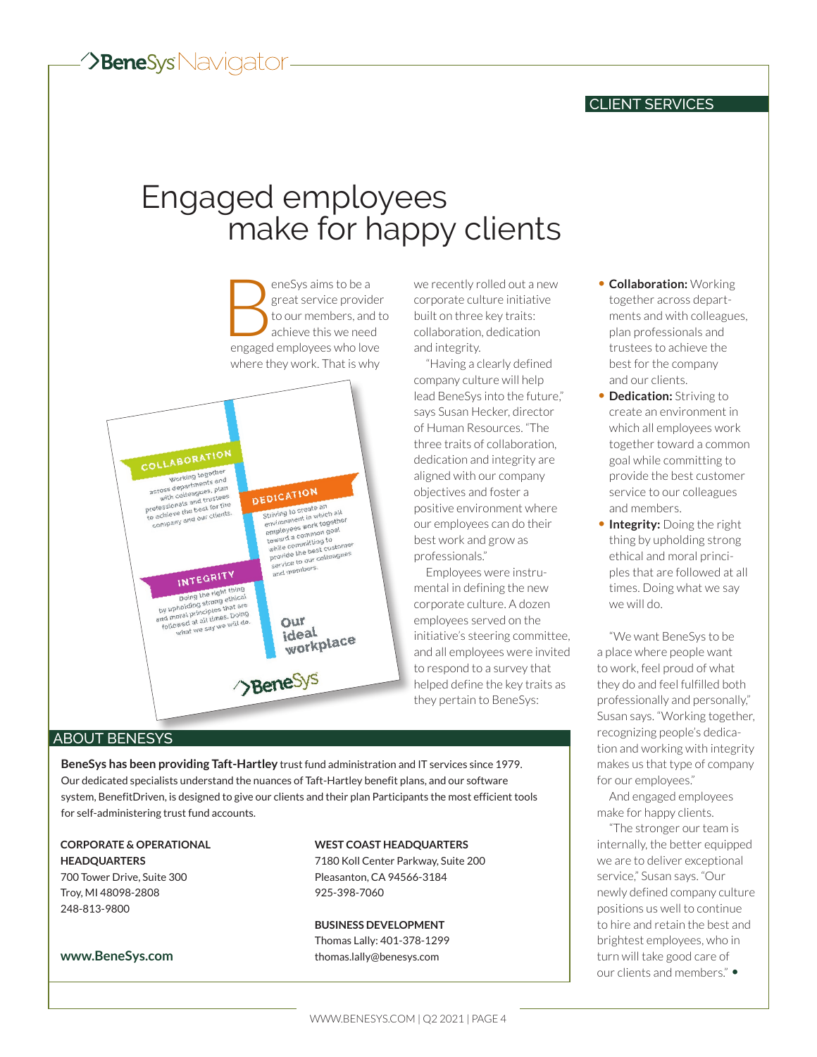CLIENT SERVICES

# Engaged employees make for happy clients

BeneSys aims to be a great service provider to our members, and to achieve this we need engaged employees who love where they work. That is why we recently rolled out a new corporate culture initiative built on three key traits: collaboration, dedication and integrity.

"Having a clearly defined company culture will help lead BeneSys into the future," says Susan Hecker, director of Human Resources. "The three traits of collaboration, dedication and integrity are aligned with our company objectives and foster a positive environment where our employees can do their best work and grow as professionals."

Employees were instrumental in defining the new corporate culture. A dozen employees served on the initiative's steering committee, and all employees were invited to respond to a survey that helped define the key traits as they pertain to BeneSys:

COLLABORATION
Working together across departments and with colleagues, plan professionals and trustees to achieve the best for the company and our clients.

DEDICATION
Striving to create an environment in which all employees work together toward a common goal while committing to provide the best customer service to our colleagues and members.

INTEGRITY
Doing the right thing by upholding strong ethical and moral principles that are followed at all times. Doing what we say we will do.

Our ideal workplace

BeneSys

- **Collaboration:** Working together across departments and with colleagues, plan professionals and trustees to achieve the best for the company and our clients.
- **Dedication:** Striving to create an environment in which all employees work together toward a common goal while committing to provide the best customer service to our colleagues and members.
- **Integrity:** Doing the right thing by upholding strong ethical and moral principles that are followed at all times. Doing what we say we will do.

"We want BeneSys to be a place where people want to work, feel proud of what they do and feel fulfilled both professionally and personally," Susan says. "Working together, recognizing people's dedication and working with integrity makes us that type of company for our employees."

And engaged employees make for happy clients.

"The stronger our team is internally, the better equipped we are to deliver exceptional service," Susan says. "Our newly defined company culture positions us well to continue to hire and retain the best and brightest employees, who in turn will take good care of our clients and members." •

## ABOUT BENESYS

**BeneSys has been providing Taft-Hartley** trust fund administration and IT services since 1979. Our dedicated specialists understand the nuances of Taft-Hartley benefit plans, and our software system, BenefitDriven, is designed to give our clients and their plan Participants the most efficient tools for self-administering trust fund accounts.

**CORPORATE & OPERATIONAL HEADQUARTERS**
700 Tower Drive, Suite 300
Troy, MI 48098-2808
248-813-9800

**WEST COAST HEADQUARTERS**
7180 Koll Center Parkway, Suite 200
Pleasanton, CA 94566-3184
925-398-7060

**BUSINESS DEVELOPMENT**
Thomas Lally: 401-378-1299
thomas.lally@benesys.com

**www.BeneSys.com**